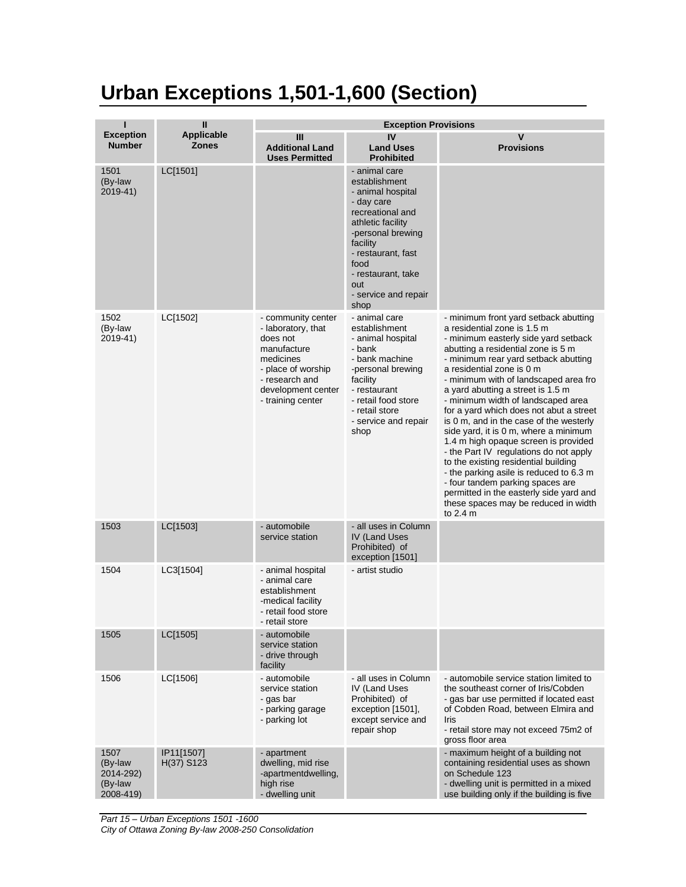# Urban Exceptions 1,501-1,600 (Section)

| I<br>Exception Number | II<br>Applicable Zones | Exception Provisions | | |
|---|---|---|---|---|
| | | III<br>Additional Land Uses Permitted | IV<br>Land Uses Prohibited | V<br>Provisions |
| 1501<br>(By-law 2019-41) | LC[1501] | | - animal care establishment<br>- animal hospital<br>- day care recreational and athletic facility<br>-personal brewing facility<br>- restaurant, fast food<br>- restaurant, take out<br>- service and repair shop | |
| 1502<br>(By-law 2019-41) | LC[1502] | - community center<br>- laboratory, that does not manufacture medicines<br>- place of worship<br>- research and development center<br>- training center | - animal care establishment<br>- animal hospital<br>- bank<br>- bank machine<br>-personal brewing facility<br>- restaurant<br>- retail food store<br>- retail store<br>- service and repair shop | - minimum front yard setback abutting a residential zone is 1.5 m<br>- minimum easterly side yard setback abutting a residential zone is 5 m<br>- minimum rear yard setback abutting a residential zone is 0 m<br>- minimum with of landscaped area fro a yard abutting a street is 1.5 m<br>- minimum width of landscaped area for a yard which does not abut a street is 0 m, and in the case of the westerly side yard, it is 0 m, where a minimum 1.4 m high opaque screen is provided<br>- the Part IV regulations do not apply to the existing residential building<br>- the parking asile is reduced to 6.3 m<br>- four tandem parking spaces are permitted in the easterly side yard and these spaces may be reduced in width to 2.4 m |
| 1503 | LC[1503] | - automobile service station | - all uses in Column IV (Land Uses Prohibited) of exception [1501] | |
| 1504 | LC3[1504] | - animal hospital<br>- animal care establishment<br>-medical facility<br>- retail food store<br>- retail store | - artist studio | |
| 1505 | LC[1505] | - automobile service station<br>- drive through facility | | |
| 1506 | LC[1506] | - automobile service station<br>- gas bar<br>- parking garage<br>- parking lot | - all uses in Column IV (Land Uses Prohibited) of exception [1501], except service and repair shop | - automobile service station limited to the southeast corner of Iris/Cobden<br>- gas bar use permitted if located east of Cobden Road, between Elmira and Iris<br>- retail store may not exceed 75m2 of gross floor area |
| 1507<br>(By-law 2014-292)<br>(By-law 2008-419) | IP11[1507]<br>H(37) S123 | - apartment dwelling, mid rise<br>-apartmentdwelling, high rise<br>- dwelling unit | | - maximum height of a building not containing residential uses as shown on Schedule 123<br>- dwelling unit is permitted in a mixed use building only if the building is five |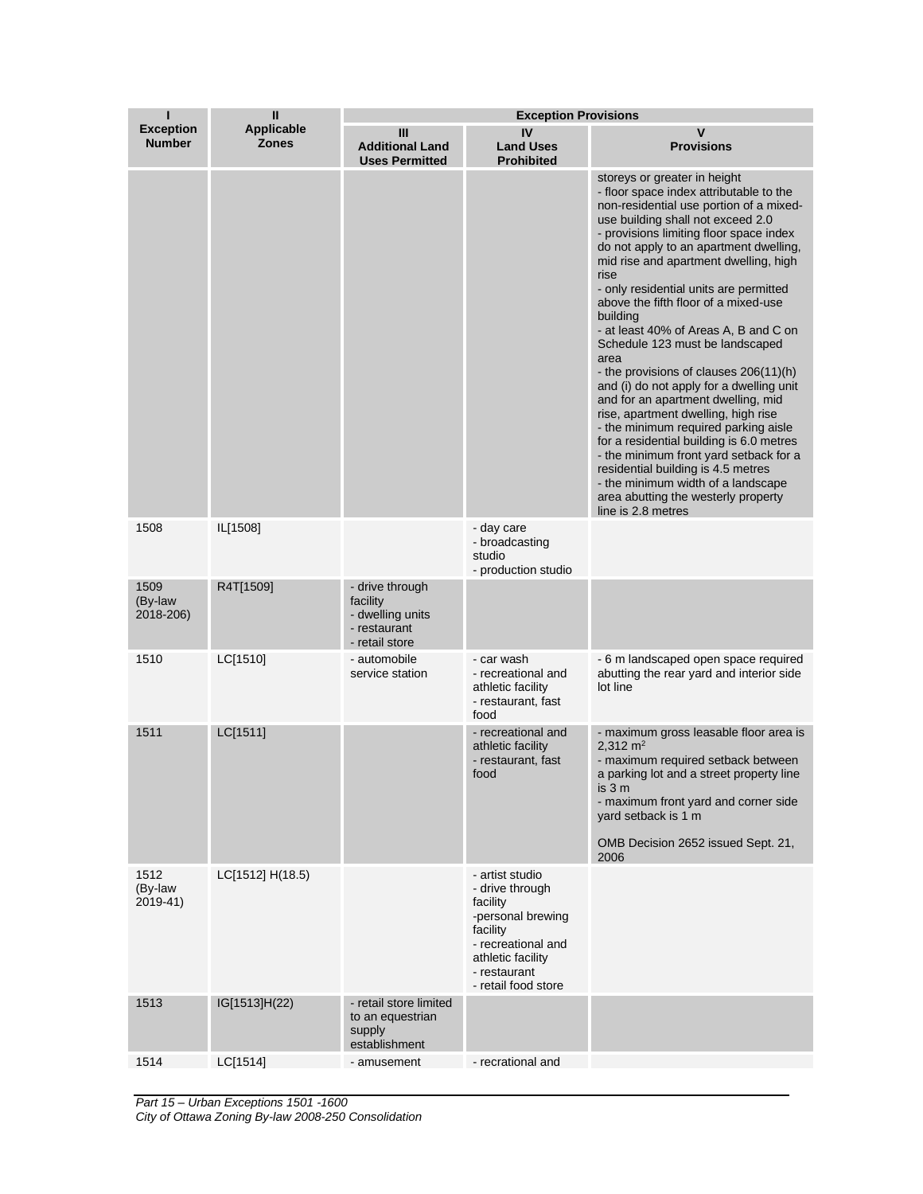| I<br>Exception Number | II<br>Applicable Zones | Exception Provisions | | |
|---|---|---|---|---|
| | | III<br>Additional Land Uses Permitted | IV<br>Land Uses Prohibited | V<br>Provisions |
| | | | | storeys or greater in height<br>- floor space index attributable to the non-residential use portion of a mixed-use building shall not exceed 2.0<br>- provisions limiting floor space index do not apply to an apartment dwelling, mid rise and apartment dwelling, high rise<br>- only residential units are permitted above the fifth floor of a mixed-use building<br>- at least 40% of Areas A, B and C on Schedule 123 must be landscaped area<br>- the provisions of clauses 206(11)(h) and (i) do not apply for a dwelling unit and for an apartment dwelling, mid rise, apartment dwelling, high rise<br>- the minimum required parking aisle for a residential building is 6.0 metres<br>- the minimum front yard setback for a residential building is 4.5 metres<br>- the minimum width of a landscape area abutting the westerly property line is 2.8 metres |
| 1508 | IL[1508] | | - day care<br>- broadcasting studio<br>- production studio | |
| 1509<br>(By-law 2018-206) | R4T[1509] | - drive through facility<br>- dwelling units<br>- restaurant<br>- retail store | | |
| 1510 | LC[1510] | - automobile service station | - car wash<br>- recreational and athletic facility<br>- restaurant, fast food | - 6 m landscaped open space required abutting the rear yard and interior side lot line |
| 1511 | LC[1511] | | - recreational and athletic facility<br>- restaurant, fast food | - maximum gross leasable floor area is 2,312 $m^2$<br>- maximum required setback between a parking lot and a street property line is 3 m<br>- maximum front yard and corner side yard setback is 1 m<br><br>OMB Decision 2652 issued Sept. 21, 2006 |
| 1512<br>(By-law 2019-41) | LC[1512] H(18.5) | | - artist studio<br>- drive through facility<br>-personal brewing facility<br>- recreational and athletic facility<br>- restaurant<br>- retail food store | |
| 1513 | IG[1513]H(22) | - retail store limited to an equestrian supply establishment | | |
| 1514 | LC[1514] | - amusement | - recrational and | |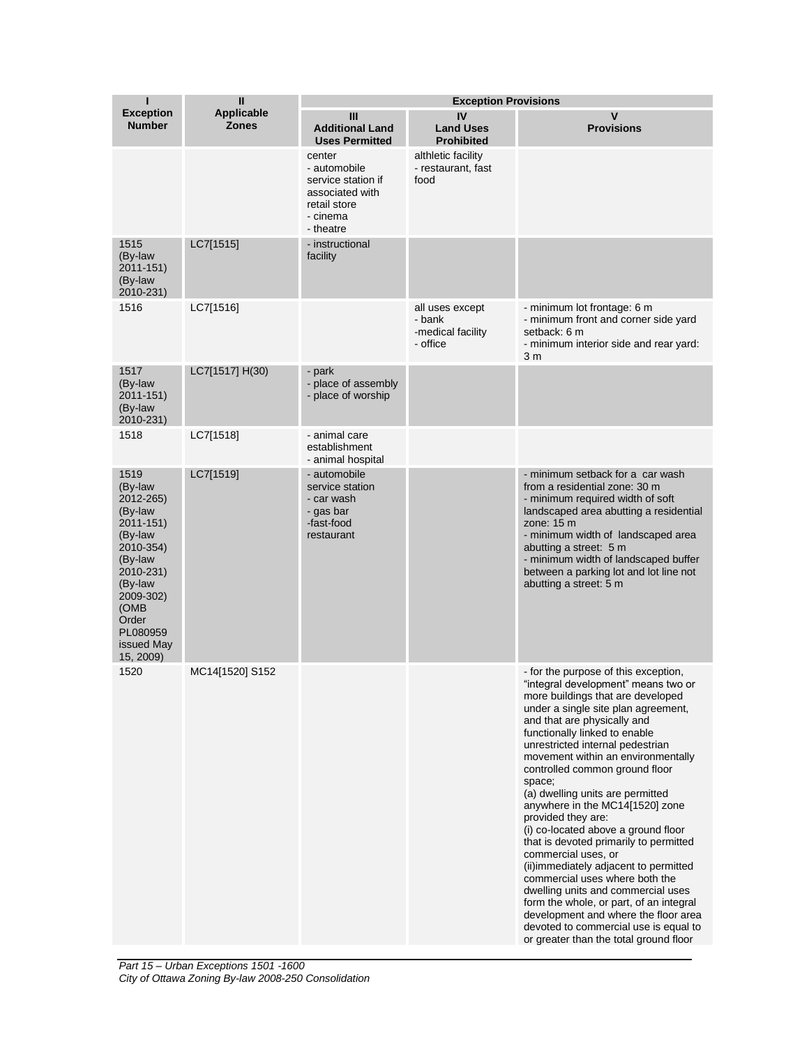| I<br>Exception Number | II<br>Applicable Zones | Exception Provisions | | |
|---|---|---|---|---|
| | | III<br>Additional Land Uses Permitted | IV<br>Land Uses Prohibited | V<br>Provisions |
| | | center<br>- automobile service station if associated with retail store<br>- cinema<br>- theatre | althletic facility<br>- restaurant, fast food | |
| 1515<br>(By-law 2011-151)<br>(By-law 2010-231) | LC7[1515] | - instructional facility | | |
| 1516 | LC7[1516] | | all uses except<br>- bank<br>-medical facility<br>- office | - minimum lot frontage: 6 m<br>- minimum front and corner side yard setback: 6 m<br>- minimum interior side and rear yard: 3 m |
| 1517<br>(By-law 2011-151)<br>(By-law 2010-231) | LC7[1517] H(30) | - park<br>- place of assembly<br>- place of worship | | |
| 1518 | LC7[1518] | - animal care establishment<br>- animal hospital | | |
| 1519<br>(By-law 2012-265)<br>(By-law 2011-151)<br>(By-law 2010-354)<br>(By-law 2010-231)<br>(By-law 2009-302)<br>(OMB Order PL080959 issued May 15, 2009) | LC7[1519] | - automobile service station<br>- car wash<br>- gas bar<br>-fast-food restaurant | | - minimum setback for a car wash from a residential zone: 30 m<br>- minimum required width of soft landscaped area abutting a residential zone: 15 m<br>- minimum width of landscaped area abutting a street: 5 m<br>- minimum width of landscaped buffer between a parking lot and lot line not abutting a street: 5 m |
| 1520 | MC14[1520] S152 | | | - for the purpose of this exception, "integral development" means two or more buildings that are developed under a single site plan agreement, and that are physically and functionally linked to enable unrestricted internal pedestrian movement within an environmentally controlled common ground floor space;<br>(a) dwelling units are permitted anywhere in the MC14[1520] zone provided they are:<br>(i) co-located above a ground floor that is devoted primarily to permitted commercial uses, or<br>(ii)immediately adjacent to permitted commercial uses where both the dwelling units and commercial uses form the whole, or part, of an integral development and where the floor area devoted to commercial use is equal to or greater than the total ground floor |

*Part 15 – Urban Exceptions 1501 -1600*
*City of Ottawa Zoning By-law 2008-250 Consolidation*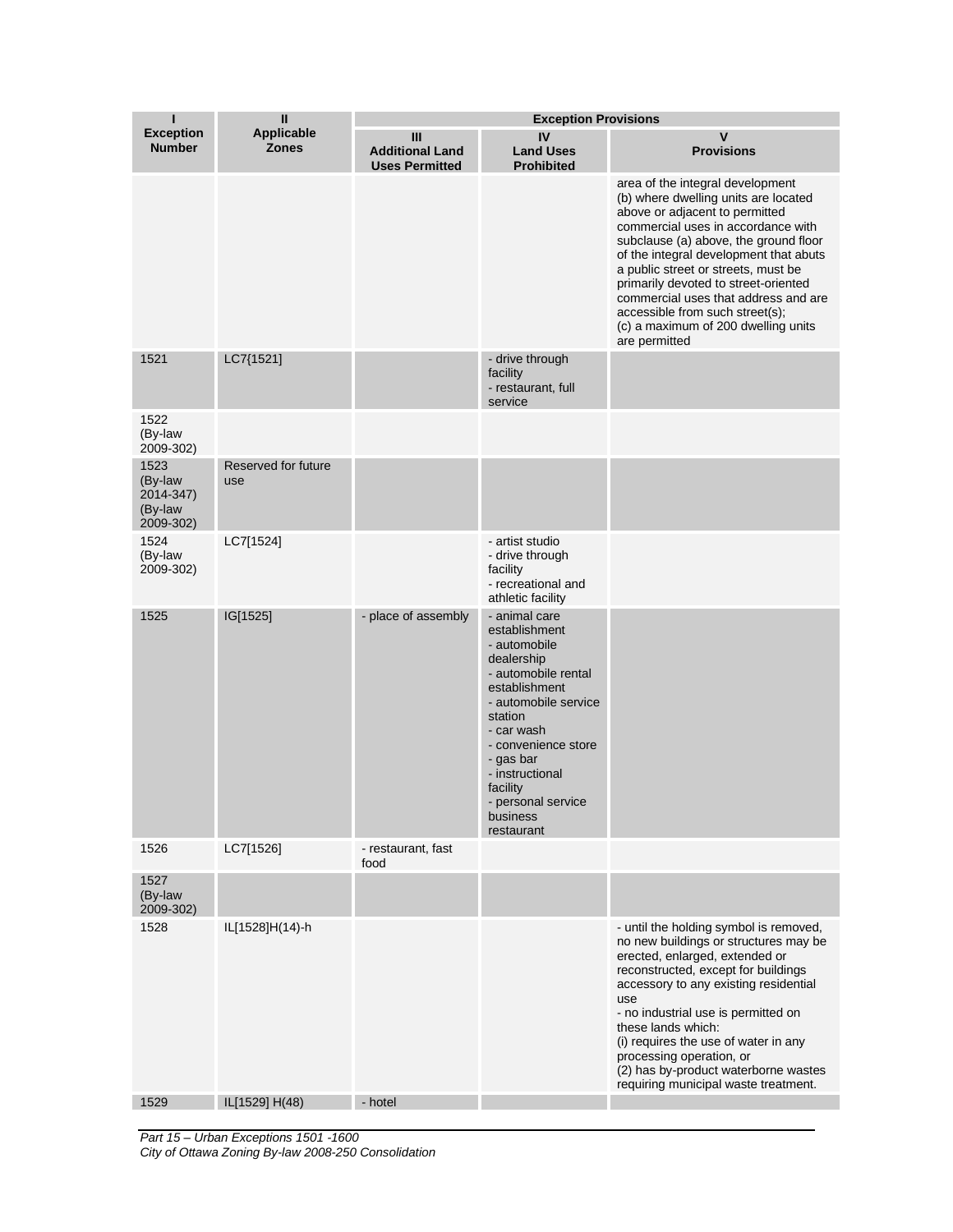| I<br>Exception Number | II<br>Applicable Zones | Exception Provisions | | |
|---|---|---|---|---|
| | | III<br>Additional Land Uses Permitted | IV<br>Land Uses Prohibited | V<br>Provisions |
| | | | | area of the integral development<br>(b) where dwelling units are located above or adjacent to permitted commercial uses in accordance with subclause (a) above, the ground floor of the integral development that abuts a public street or streets, must be primarily devoted to street-oriented commercial uses that address and are accessible from such street(s);<br>(c) a maximum of 200 dwelling units are permitted |
| 1521 | LC7{1521] | | - drive through facility<br>- restaurant, full service | |
| 1522<br>(By-law 2009-302) | | | | |
| 1523<br>(By-law 2014-347)<br>(By-law 2009-302) | Reserved for future use | | | |
| 1524<br>(By-law 2009-302) | LC7[1524] | | - artist studio<br>- drive through facility<br>- recreational and athletic facility | |
| 1525 | IG[1525] | - place of assembly | - animal care establishment<br>- automobile dealership<br>- automobile rental establishment<br>- automobile service station<br>- car wash<br>- convenience store<br>- gas bar<br>- instructional facility<br>- personal service business<br>restaurant | |
| 1526 | LC7[1526] | - restaurant, fast food | | |
| 1527<br>(By-law 2009-302) | | | | |
| 1528 | IL[1528]H(14)-h | | | - until the holding symbol is removed, no new buildings or structures may be erected, enlarged, extended or reconstructed, except for buildings accessory to any existing residential use<br>- no industrial use is permitted on these lands which:<br>(i) requires the use of water in any processing operation, or<br>(2) has by-product waterborne wastes requiring municipal waste treatment. |
| 1529 | IL[1529] H(48) | - hotel | | |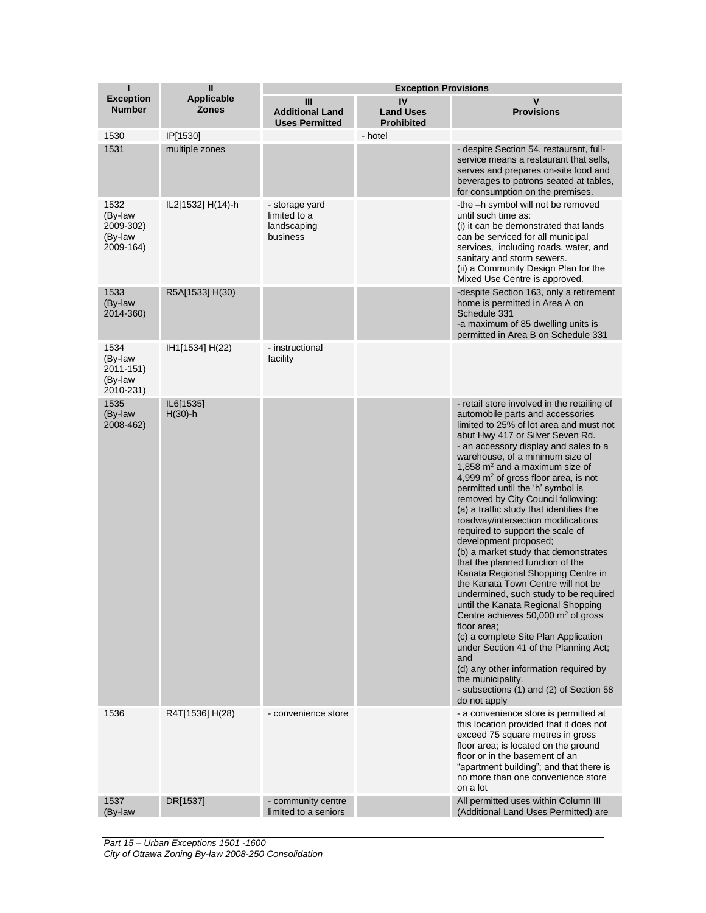| I<br>Exception Number | II<br>Applicable Zones | Exception Provisions | | |
|---|---|---|---|---|
| | | III<br>Additional Land Uses Permitted | IV<br>Land Uses Prohibited | V<br>Provisions |
| 1530 | IP[1530] | | - hotel | |
| 1531 | multiple zones | | | - despite Section 54, restaurant, full-service means a restaurant that sells, serves and prepares on-site food and beverages to patrons seated at tables, for consumption on the premises. |
| 1532 (By-law 2009-302) (By-law 2009-164) | IL2[1532] H(14)-h | - storage yard limited to a landscaping business | | -the –h symbol will not be removed until such time as:<br>(i) it can be demonstrated that lands can be serviced for all municipal services, including roads, water, and sanitary and storm sewers.<br>(ii) a Community Design Plan for the Mixed Use Centre is approved. |
| 1533 (By-law 2014-360) | R5A[1533] H(30) | | | -despite Section 163, only a retirement home is permitted in Area A on Schedule 331<br>-a maximum of 85 dwelling units is permitted in Area B on Schedule 331 |
| 1534 (By-law 2011-151) (By-law 2010-231) | IH1[1534] H(22) | - instructional facility | | |
| 1535 (By-law 2008-462) | IL6[1535] H(30)-h | | | - retail store involved in the retailing of automobile parts and accessories limited to 25% of lot area and must not abut Hwy 417 or Silver Seven Rd.<br>- an accessory display and sales to a warehouse, of a minimum size of 1,858 m² and a maximum size of 4,999 m² of gross floor area, is not permitted until the 'h' symbol is removed by City Council following:<br>(a) a traffic study that identifies the roadway/intersection modifications required to support the scale of development proposed;<br>(b) a market study that demonstrates that the planned function of the Kanata Regional Shopping Centre in the Kanata Town Centre will not be undermined, such study to be required until the Kanata Regional Shopping Centre achieves 50,000 m² of gross floor area;<br>(c) a complete Site Plan Application under Section 41 of the Planning Act; and<br>(d) any other information required by the municipality.<br>- subsections (1) and (2) of Section 58 do not apply |
| 1536 | R4T[1536] H(28) | - convenience store | | - a convenience store is permitted at this location provided that it does not exceed 75 square metres in gross floor area; is located on the ground floor or in the basement of an "apartment building"; and that there is no more than one convenience store on a lot |
| 1537 (By-law | DR[1537] | - community centre limited to a seniors | | All permitted uses within Column III (Additional Land Uses Permitted) are |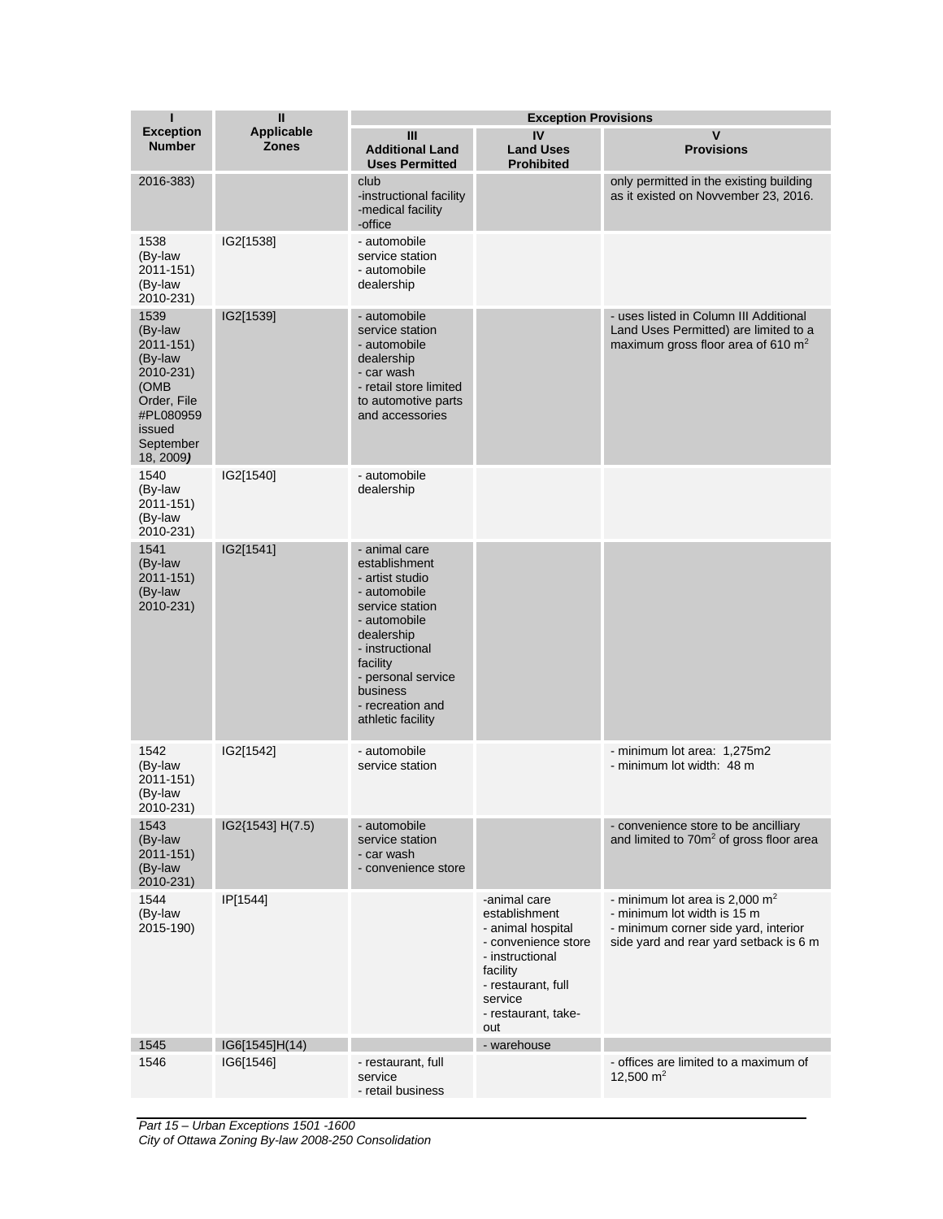| I<br>Exception Number | II<br>Applicable Zones | Exception Provisions | | |
|---|---|---|---|---|
| | | III<br>Additional Land Uses Permitted | IV<br>Land Uses Prohibited | V<br>Provisions |
| 2016-383) | | club<br>-instructional facility<br>-medical facility<br>-office | | only permitted in the existing building as it existed on Novvember 23, 2016. |
| 1538<br>(By-law 2011-151)<br>(By-law 2010-231) | IG2[1538] | - automobile service station<br>- automobile dealership | | |
| 1539<br>(By-law 2011-151)<br>(By-law 2010-231)<br>(OMB Order, File #PL080959 issued September 18, 2009) | IG2[1539] | - automobile service station<br>- automobile dealership<br>- car wash<br>- retail store limited to automotive parts and accessories | | - uses listed in Column III Additional Land Uses Permitted) are limited to a maximum gross floor area of 610 m$^2$ |
| 1540<br>(By-law 2011-151)<br>(By-law 2010-231) | IG2[1540] | - automobile dealership | | |
| 1541<br>(By-law 2011-151)<br>(By-law 2010-231) | IG2[1541] | - animal care establishment<br>- artist studio<br>- automobile service station<br>- automobile dealership<br>- instructional facility<br>- personal service business<br>- recreation and athletic facility | | |
| 1542<br>(By-law 2011-151)<br>(By-law 2010-231) | IG2[1542] | - automobile service station | | - minimum lot area: 1,275m2<br>- minimum lot width: 48 m |
| 1543<br>(By-law 2011-151)<br>(By-law 2010-231) | IG2{1543] H(7.5) | - automobile service station<br>- car wash<br>- convenience store | | - convenience store to be ancilliary and limited to 70m$^2$ of gross floor area |
| 1544<br>(By-law 2015-190) | IP[1544] | | -animal care establishment<br>- animal hospital<br>- convenience store<br>- instructional facility<br>- restaurant, full service<br>- restaurant, take-out | - minimum lot area is 2,000 m$^2$<br>- minimum lot width is 15 m<br>- minimum corner side yard, interior side yard and rear yard setback is 6 m |
| 1545 | IG6[1545]H(14) | | - warehouse | |
| 1546 | IG6[1546] | - restaurant, full service<br>- retail business | | - offices are limited to a maximum of 12,500 m$^2$ |

*Part 15 – Urban Exceptions 1501 -1600*
*City of Ottawa Zoning By-law 2008-250 Consolidation*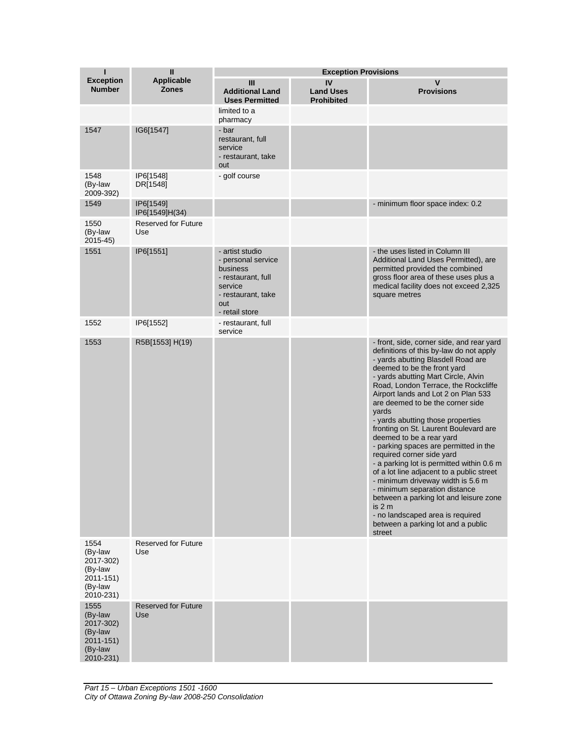| I<br>Exception Number | II<br>Applicable Zones | Exception Provisions | | |
|---|---|---|---|---|
| | | III<br>Additional Land Uses Permitted | IV<br>Land Uses Prohibited | V<br>Provisions |
| | | limited to a pharmacy | | |
| 1547 | IG6[1547] | - bar<br>restaurant, full service<br>- restaurant, take out | | |
| 1548<br>(By-law 2009-392) | IP6[1548]<br>DR[1548] | - golf course | | |
| 1549 | IP6[1549]<br>IP6[1549]H(34) | | | - minimum floor space index: 0.2 |
| 1550<br>(By-law 2015-45) | Reserved for Future Use | | | |
| 1551 | IP6[1551] | - artist studio<br>- personal service business<br>- restaurant, full service<br>- restaurant, take out<br>- retail store | | - the uses listed in Column III Additional Land Uses Permitted), are permitted provided the combined gross floor area of these uses plus a medical facility does not exceed 2,325 square metres |
| 1552 | IP6[1552] | - restaurant, full service | | |
| 1553 | R5B[1553] H(19) | | | - front, side, corner side, and rear yard definitions of this by-law do not apply<br>- yards abutting Blasdell Road are deemed to be the front yard<br>- yards abutting Mart Circle, Alvin Road, London Terrace, the Rockcliffe Airport lands and Lot 2 on Plan 533 are deemed to be the corner side yards<br>- yards abutting those properties fronting on St. Laurent Boulevard are deemed to be a rear yard<br>- parking spaces are permitted in the required corner side yard<br>- a parking lot is permitted within 0.6 m of a lot line adjacent to a public street<br>- minimum driveway width is 5.6 m<br>- minimum separation distance between a parking lot and leisure zone is 2 m<br>- no landscaped area is required between a parking lot and a public street |
| 1554<br>(By-law 2017-302)<br>(By-law 2011-151)<br>(By-law 2010-231) | Reserved for Future Use | | | |
| 1555<br>(By-law 2017-302)<br>(By-law 2011-151)<br>(By-law 2010-231) | Reserved for Future Use | | | |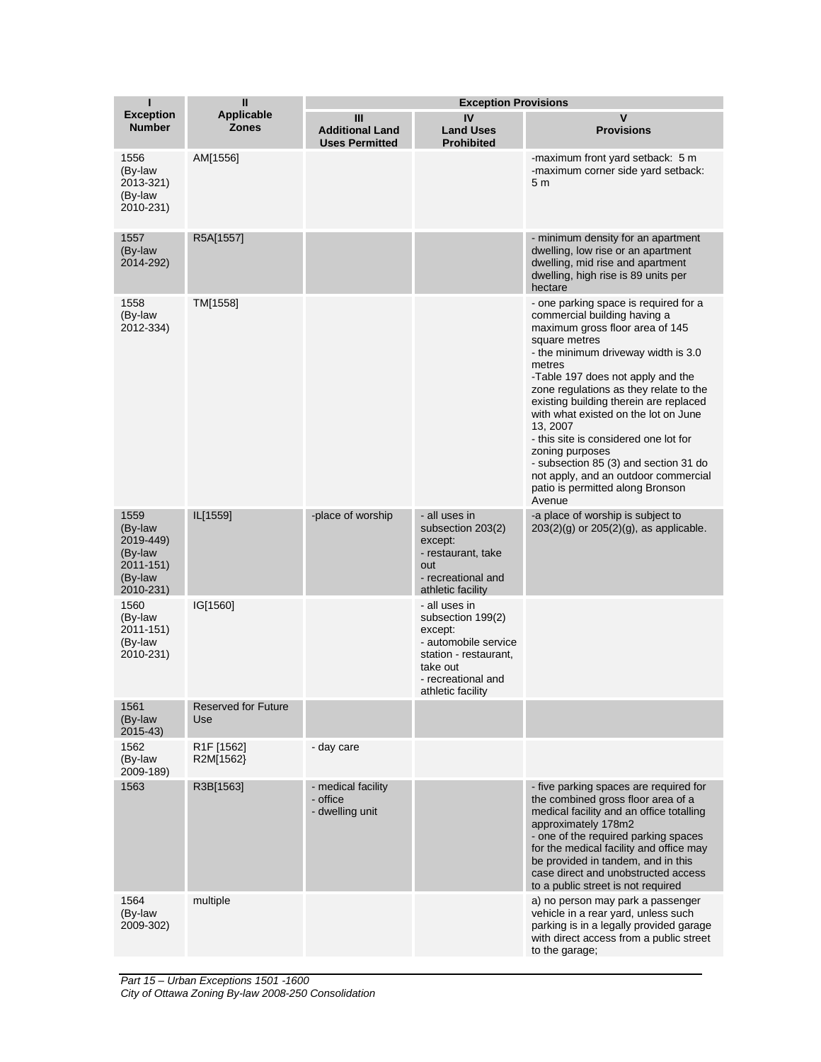| I | II | Exception Provisions | | |
|---|---|---|---|---|
| Exception Number | Applicable Zones | III Additional Land Uses Permitted | IV Land Uses Prohibited | V Provisions |
| 1556 (By-law 2013-321) (By-law 2010-231) | AM[1556] | | | -maximum front yard setback: 5 m<br>-maximum corner side yard setback: 5 m |
| 1557 (By-law 2014-292) | R5A[1557] | | | - minimum density for an apartment dwelling, low rise or an apartment dwelling, mid rise and apartment dwelling, high rise is 89 units per hectare |
| 1558 (By-law 2012-334) | TM[1558] | | | - one parking space is required for a commercial building having a maximum gross floor area of 145 square metres<br>- the minimum driveway width is 3.0 metres<br>-Table 197 does not apply and the zone regulations as they relate to the existing building therein are replaced with what existed on the lot on June 13, 2007<br>- this site is considered one lot for zoning purposes<br>- subsection 85 (3) and section 31 do not apply, and an outdoor commercial patio is permitted along Bronson Avenue |
| 1559 (By-law 2019-449) (By-law 2011-151) (By-law 2010-231) | IL[1559] | -place of worship | - all uses in subsection 203(2) except:<br>- restaurant, take out<br>- recreational and athletic facility | -a place of worship is subject to 203(2)(g) or 205(2)(g), as applicable. |
| 1560 (By-law 2011-151) (By-law 2010-231) | IG[1560] | | - all uses in subsection 199(2) except:<br>- automobile service station - restaurant, take out<br>- recreational and athletic facility | |
| 1561 (By-law 2015-43) | Reserved for Future Use | | | |
| 1562 (By-law 2009-189) | R1F [1562] R2M[1562} | - day care | | |
| 1563 | R3B[1563] | - medical facility<br>- office<br>- dwelling unit | | - five parking spaces are required for the combined gross floor area of a medical facility and an office totalling approximately 178m2<br>- one of the required parking spaces for the medical facility and office may be provided in tandem, and in this case direct and unobstructed access to a public street is not required |
| 1564 (By-law 2009-302) | multiple | | | a) no person may park a passenger vehicle in a rear yard, unless such parking is in a legally provided garage with direct access from a public street to the garage; |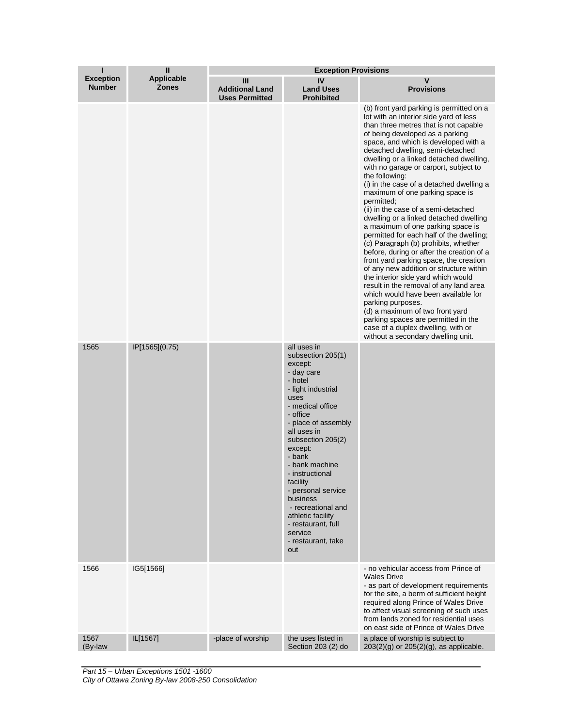| I | II | Exception Provisions | | |
|---|---|---|---|---|
| **Exception Number** | **Applicable Zones** | **III Additional Land Uses Permitted** | **IV Land Uses Prohibited** | **V Provisions** |
| | | | | (b) front yard parking is permitted on a lot with an interior side yard of less than three metres that is not capable of being developed as a parking space, and which is developed with a detached dwelling, semi-detached dwelling or a linked detached dwelling, with no garage or carport, subject to the following:<br>(i) in the case of a detached dwelling a maximum of one parking space is permitted;<br>(ii) in the case of a semi-detached dwelling or a linked detached dwelling a maximum of one parking space is permitted for each half of the dwelling;<br>(c) Paragraph (b) prohibits, whether before, during or after the creation of a front yard parking space, the creation of any new addition or structure within the interior side yard which would result in the removal of any land area which would have been available for parking purposes.<br>(d) a maximum of two front yard parking spaces are permitted in the case of a duplex dwelling, with or without a secondary dwelling unit. |
| 1565 | IP[1565](0.75) | | all uses in subsection 205(1) except:<br>- day care<br>- hotel<br>- light industrial uses<br>- medical office<br>- office<br>- place of assembly<br>all uses in subsection 205(2) except:<br>- bank<br>- bank machine<br>- instructional facility<br>- personal service business<br>- recreational and athletic facility<br>- restaurant, full service<br>- restaurant, take out | |
| 1566 | IG5[1566] | | | - no vehicular access from Prince of Wales Drive<br>- as part of development requirements for the site, a berm of sufficient height required along Prince of Wales Drive to affect visual screening of such uses from lands zoned for residential uses on east side of Prince of Wales Drive |
| 1567 (By-law | IL[1567] | -place of worship | the uses listed in Section 203 (2) do | a place of worship is subject to 203(2)(g) or 205(2)(g), as applicable. |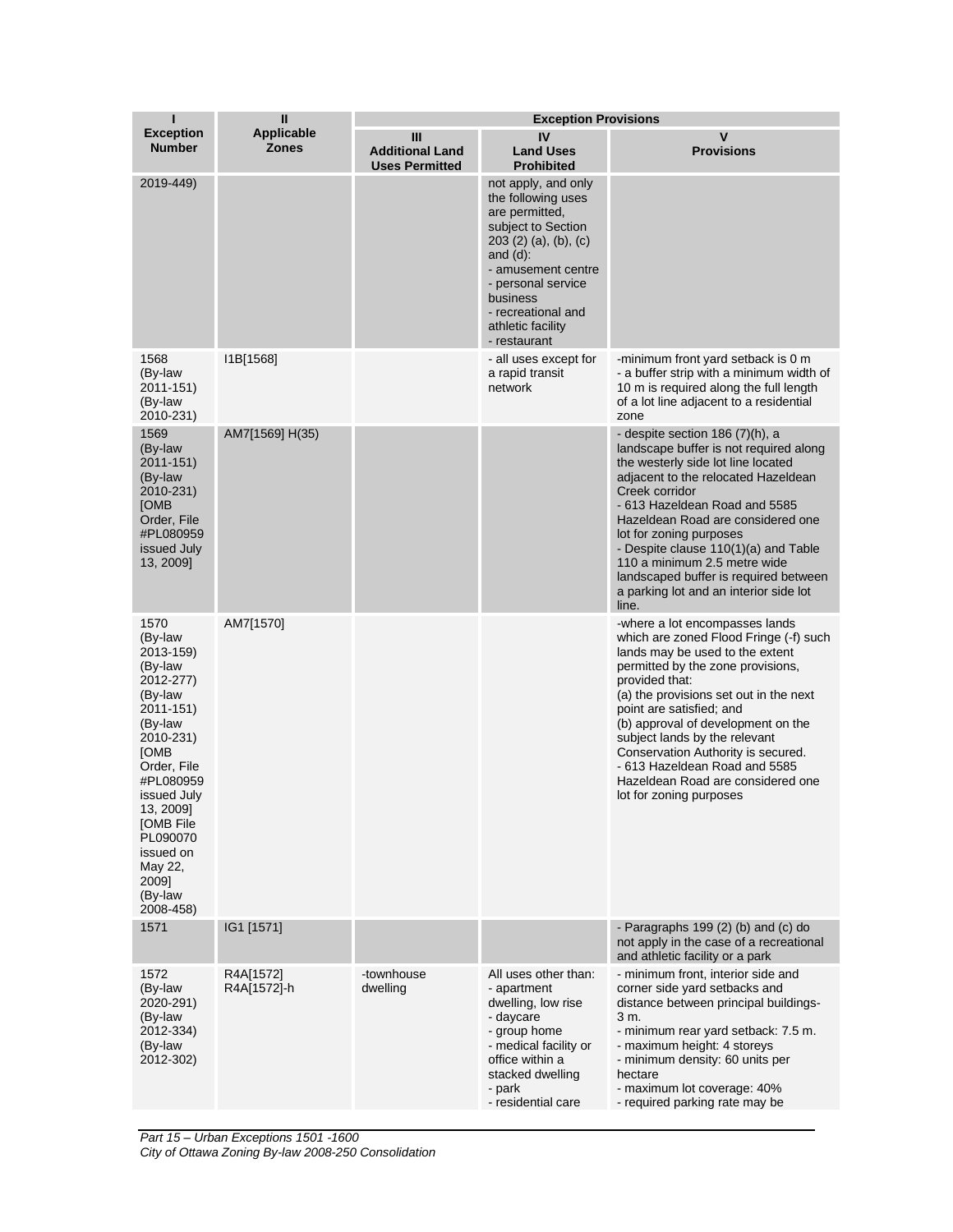| I<br>Exception Number | II<br>Applicable Zones | Exception Provisions | | |
|---|---|---|---|---|
| | | III<br>Additional Land Uses Permitted | IV<br>Land Uses Prohibited | V<br>Provisions |
| 2019-449) | | | not apply, and only the following uses are permitted, subject to Section 203 (2) (a), (b), (c) and (d):<br>- amusement centre<br>- personal service business<br>- recreational and athletic facility<br>- restaurant | |
| 1568<br>(By-law 2011-151)<br>(By-law 2010-231) | I1B[1568] | | - all uses except for a rapid transit network | -minimum front yard setback is 0 m<br>- a buffer strip with a minimum width of 10 m is required along the full length of a lot line adjacent to a residential zone |
| 1569<br>(By-law 2011-151)<br>(By-law 2010-231)<br>[OMB Order, File #PL080959 issued July 13, 2009] | AM7[1569] H(35) | | | - despite section 186 (7)(h), a landscape buffer is not required along the westerly side lot line located adjacent to the relocated Hazeldean Creek corridor<br>- 613 Hazeldean Road and 5585 Hazeldean Road are considered one lot for zoning purposes<br>- Despite clause 110(1)(a) and Table 110 a minimum 2.5 metre wide landscaped buffer is required between a parking lot and an interior side lot line. |
| 1570<br>(By-law 2013-159)<br>(By-law 2012-277)<br>(By-law 2011-151)<br>(By-law 2010-231)<br>[OMB Order, File #PL080959 issued July 13, 2009]<br>[OMB File PL090070 issued on May 22, 2009]<br>(By-law 2008-458) | AM7[1570] | | | -where a lot encompasses lands which are zoned Flood Fringe (-f) such lands may be used to the extent permitted by the zone provisions, provided that:<br>(a) the provisions set out in the next point are satisfied; and<br>(b) approval of development on the subject lands by the relevant Conservation Authority is secured.<br>- 613 Hazeldean Road and 5585 Hazeldean Road are considered one lot for zoning purposes |
| 1571 | IG1 [1571] | | | - Paragraphs 199 (2) (b) and (c) do not apply in the case of a recreational and athletic facility or a park |
| 1572<br>(By-law 2020-291)<br>(By-law 2012-334)<br>(By-law 2012-302) | R4A[1572]<br>R4A[1572]-h | -townhouse dwelling | All uses other than:<br>- apartment dwelling, low rise<br>- daycare<br>- group home<br>- medical facility or office within a stacked dwelling<br>- park<br>- residential care | - minimum front, interior side and corner side yard setbacks and distance between principal buildings- 3 m.<br>- minimum rear yard setback: 7.5 m.<br>- maximum height: 4 storeys<br>- minimum density: 60 units per hectare<br>- maximum lot coverage: 40%<br>- required parking rate may be |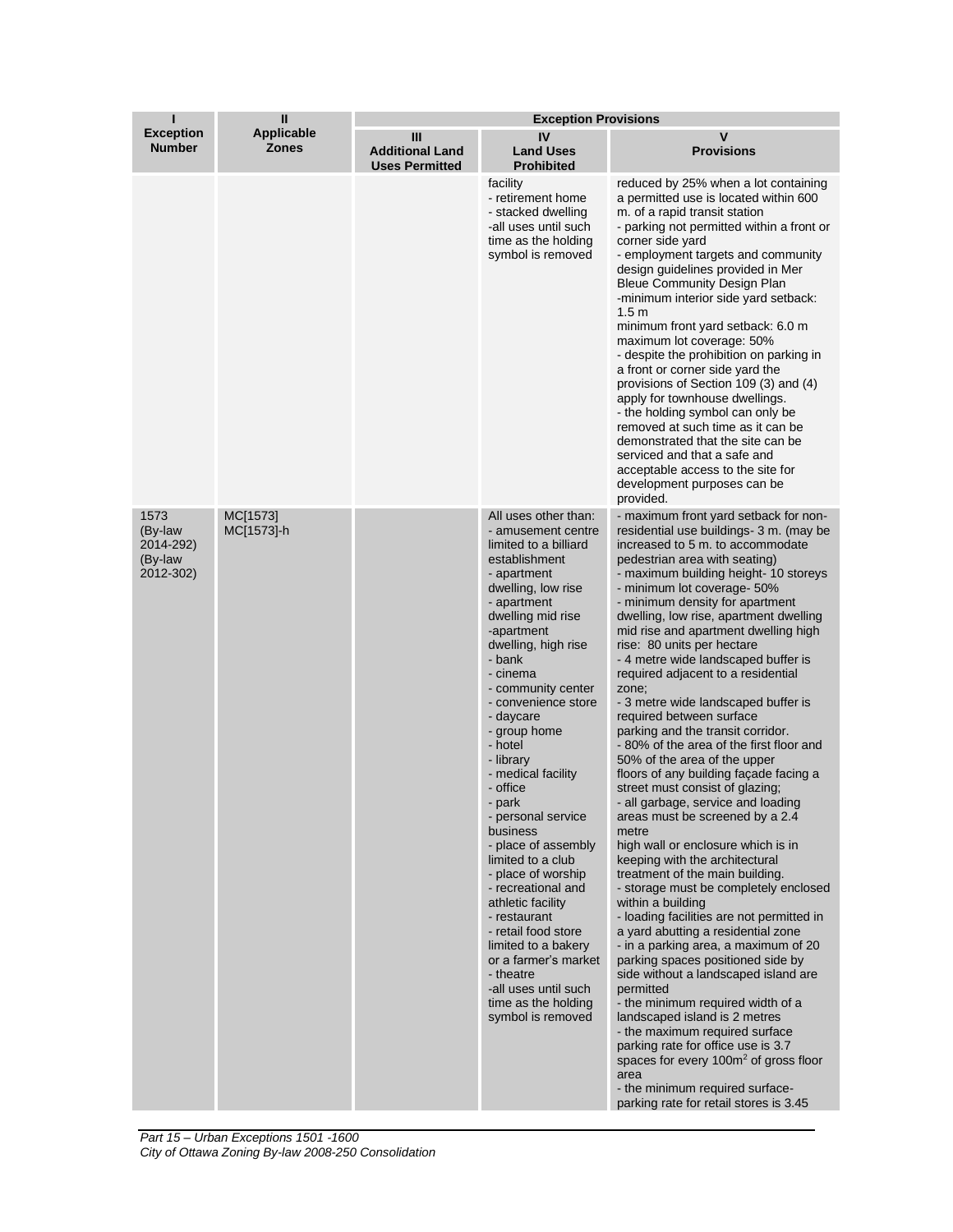| I | II | Exception Provisions | | |
|---|---|---|---|---|
| **Exception Number** | **Applicable Zones** | **III Additional Land Uses Permitted** | **IV Land Uses Prohibited** | **V Provisions** |
| | | | facility<br>- retirement home<br>- stacked dwelling<br>-all uses until such time as the holding symbol is removed | reduced by 25% when a lot containing a permitted use is located within 600 m. of a rapid transit station<br>- parking not permitted within a front or corner side yard<br>- employment targets and community design guidelines provided in Mer Bleue Community Design Plan<br>-minimum interior side yard setback: 1.5 m<br>minimum front yard setback: 6.0 m<br>maximum lot coverage: 50%<br>- despite the prohibition on parking in a front or corner side yard the provisions of Section 109 (3) and (4) apply for townhouse dwellings.<br>- the holding symbol can only be removed at such time as it can be demonstrated that the site can be serviced and that a safe and acceptable access to the site for development purposes can be provided. |
| 1573 (By-law 2014-292) (By-law 2012-302) | MC[1573] MC[1573]-h | | All uses other than:<br>- amusement centre limited to a billiard establishment<br>- apartment dwelling, low rise<br>- apartment dwelling mid rise<br>-apartment dwelling, high rise<br>- bank<br>- cinema<br>- community center<br>- convenience store<br>- daycare<br>- group home<br>- hotel<br>- library<br>- medical facility<br>- office<br>- park<br>- personal service business<br>- place of assembly limited to a club<br>- place of worship<br>- recreational and athletic facility<br>- restaurant<br>- retail food store limited to a bakery or a farmer's market<br>- theatre<br>-all uses until such time as the holding symbol is removed | - maximum front yard setback for non-residential use buildings- 3 m. (may be increased to 5 m. to accommodate pedestrian area with seating)<br>- maximum building height- 10 storeys<br>- minimum lot coverage- 50%<br>- minimum density for apartment dwelling, low rise, apartment dwelling mid rise and apartment dwelling high rise: 80 units per hectare<br>- 4 metre wide landscaped buffer is required adjacent to a residential zone;<br>- 3 metre wide landscaped buffer is required between surface parking and the transit corridor.<br>- 80% of the area of the first floor and 50% of the area of the upper floors of any building façade facing a street must consist of glazing;<br>- all garbage, service and loading areas must be screened by a 2.4 metre high wall or enclosure which is in keeping with the architectural treatment of the main building.<br>- storage must be completely enclosed within a building<br>- loading facilities are not permitted in a yard abutting a residential zone<br>- in a parking area, a maximum of 20 parking spaces positioned side by side without a landscaped island are permitted<br>- the minimum required width of a landscaped island is 2 metres<br>- the maximum required surface parking rate for office use is 3.7 spaces for every 100m$^2$ of gross floor area<br>- the minimum required surface-parking rate for retail stores is 3.45 |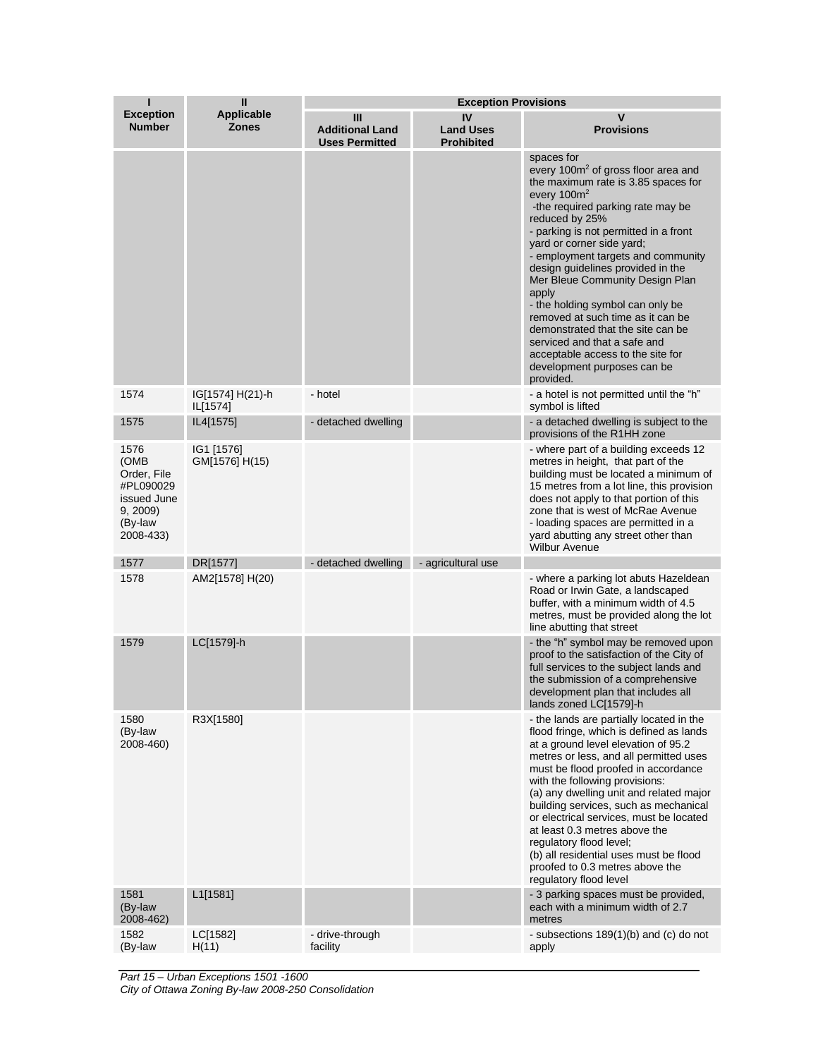| I<br>Exception Number | II<br>Applicable Zones | Exception Provisions | | |
|---|---|---|---|---|
| | | III<br>Additional Land Uses Permitted | IV<br>Land Uses Prohibited | V<br>Provisions |
| | | | | spaces for every $100m^2$ of gross floor area and the maximum rate is 3.85 spaces for every $100m^2$<br>-the required parking rate may be reduced by 25%<br>- parking is not permitted in a front yard or corner side yard;<br>- employment targets and community design guidelines provided in the Mer Bleue Community Design Plan apply<br>- the holding symbol can only be removed at such time as it can be demonstrated that the site can be serviced and that a safe and acceptable access to the site for development purposes can be provided. |
| 1574 | IG[1574] H(21)-h IL[1574] | - hotel | | - a hotel is not permitted until the "h" symbol is lifted |
| 1575 | IL4[1575] | - detached dwelling | | - a detached dwelling is subject to the provisions of the R1HH zone |
| 1576 (OMB Order, File #PL090029 issued June 9, 2009) (By-law 2008-433) | IG1 [1576] GM[1576] H(15) | | | - where part of a building exceeds 12 metres in height, that part of the building must be located a minimum of 15 metres from a lot line, this provision does not apply to that portion of this zone that is west of McRae Avenue<br>- loading spaces are permitted in a yard abutting any street other than Wilbur Avenue |
| 1577 | DR[1577] | - detached dwelling | - agricultural use | |
| 1578 | AM2[1578] H(20) | | | - where a parking lot abuts Hazeldean Road or Irwin Gate, a landscaped buffer, with a minimum width of 4.5 metres, must be provided along the lot line abutting that street |
| 1579 | LC[1579]-h | | | - the "h" symbol may be removed upon proof to the satisfaction of the City of full services to the subject lands and the submission of a comprehensive development plan that includes all lands zoned LC[1579]-h |
| 1580 (By-law 2008-460) | R3X[1580] | | | - the lands are partially located in the flood fringe, which is defined as lands at a ground level elevation of 95.2 metres or less, and all permitted uses must be flood proofed in accordance with the following provisions:<br>(a) any dwelling unit and related major building services, such as mechanical or electrical services, must be located at least 0.3 metres above the regulatory flood level;<br>(b) all residential uses must be flood proofed to 0.3 metres above the regulatory flood level |
| 1581 (By-law 2008-462) | L1[1581] | | | - 3 parking spaces must be provided, each with a minimum width of 2.7 metres |
| 1582 (By-law | LC[1582] H(11) | - drive-through facility | | - subsections 189(1)(b) and (c) do not apply |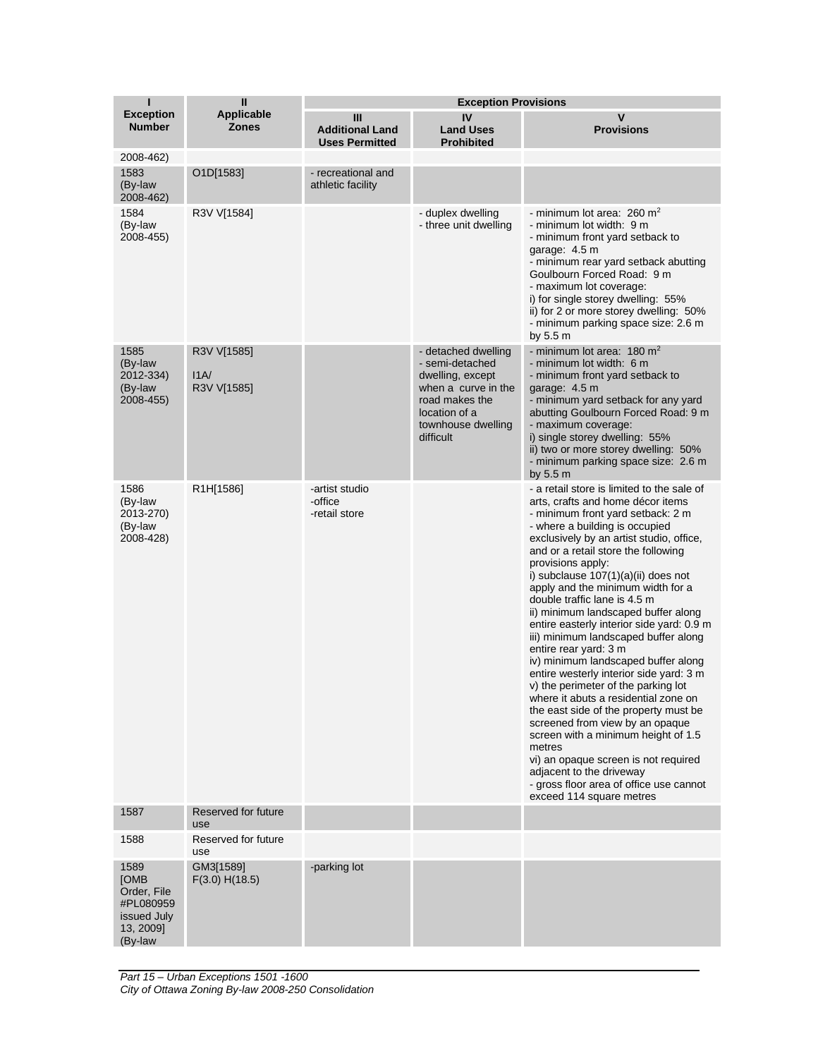| I<br>Exception Number | II<br>Applicable Zones | Exception Provisions | | |
|---|---|---|---|---|
| | | III<br>Additional Land Uses Permitted | IV<br>Land Uses Prohibited | V<br>Provisions |
| 2008-462) | | | | |
| 1583<br>(By-law 2008-462) | O1D[1583] | - recreational and athletic facility | | |
| 1584<br>(By-law 2008-455) | R3V V[1584] | | - duplex dwelling<br>- three unit dwelling | - minimum lot area: 260 $m^2$<br>- minimum lot width: 9 m<br>- minimum front yard setback to garage: 4.5 m<br>- minimum rear yard setback abutting Goulbourn Forced Road: 9 m<br>- maximum lot coverage:<br>i) for single storey dwelling: 55%<br>ii) for 2 or more storey dwelling: 50%<br>- minimum parking space size: 2.6 m by 5.5 m |
| 1585<br>(By-law 2012-334)<br>(By-law 2008-455) | R3V V[1585]<br><br>I1A/<br>R3V V[1585] | | - detached dwelling<br>- semi-detached dwelling, except when a curve in the road makes the location of a townhouse dwelling difficult | - minimum lot area: 180 $m^2$<br>- minimum lot width: 6 m<br>- minimum front yard setback to garage: 4.5 m<br>- minimum yard setback for any yard abutting Goulbourn Forced Road: 9 m<br>- maximum coverage:<br>i) single storey dwelling: 55%<br>ii) two or more storey dwelling: 50%<br>- minimum parking space size: 2.6 m by 5.5 m |
| 1586<br>(By-law 2013-270)<br>(By-law 2008-428) | R1H[1586] | -artist studio<br>-office<br>-retail store | | - a retail store is limited to the sale of arts, crafts and home décor items<br>- minimum front yard setback: 2 m<br>- where a building is occupied exclusively by an artist studio, office, and or a retail store the following provisions apply:<br>i) subclause 107(1)(a)(ii) does not apply and the minimum width for a double traffic lane is 4.5 m<br>ii) minimum landscaped buffer along entire easterly interior side yard: 0.9 m<br>iii) minimum landscaped buffer along entire rear yard: 3 m<br>iv) minimum landscaped buffer along entire westerly interior side yard: 3 m<br>v) the perimeter of the parking lot where it abuts a residential zone on the east side of the property must be screened from view by an opaque screen with a minimum height of 1.5 metres<br>vi) an opaque screen is not required adjacent to the driveway<br>- gross floor area of office use cannot exceed 114 square metres |
| 1587 | Reserved for future use | | | |
| 1588 | Reserved for future use | | | |
| 1589<br>[OMB Order, File #PL080959 issued July 13, 2009]<br>(By-law | GM3[1589]<br>F(3.0) H(18.5) | -parking lot | | |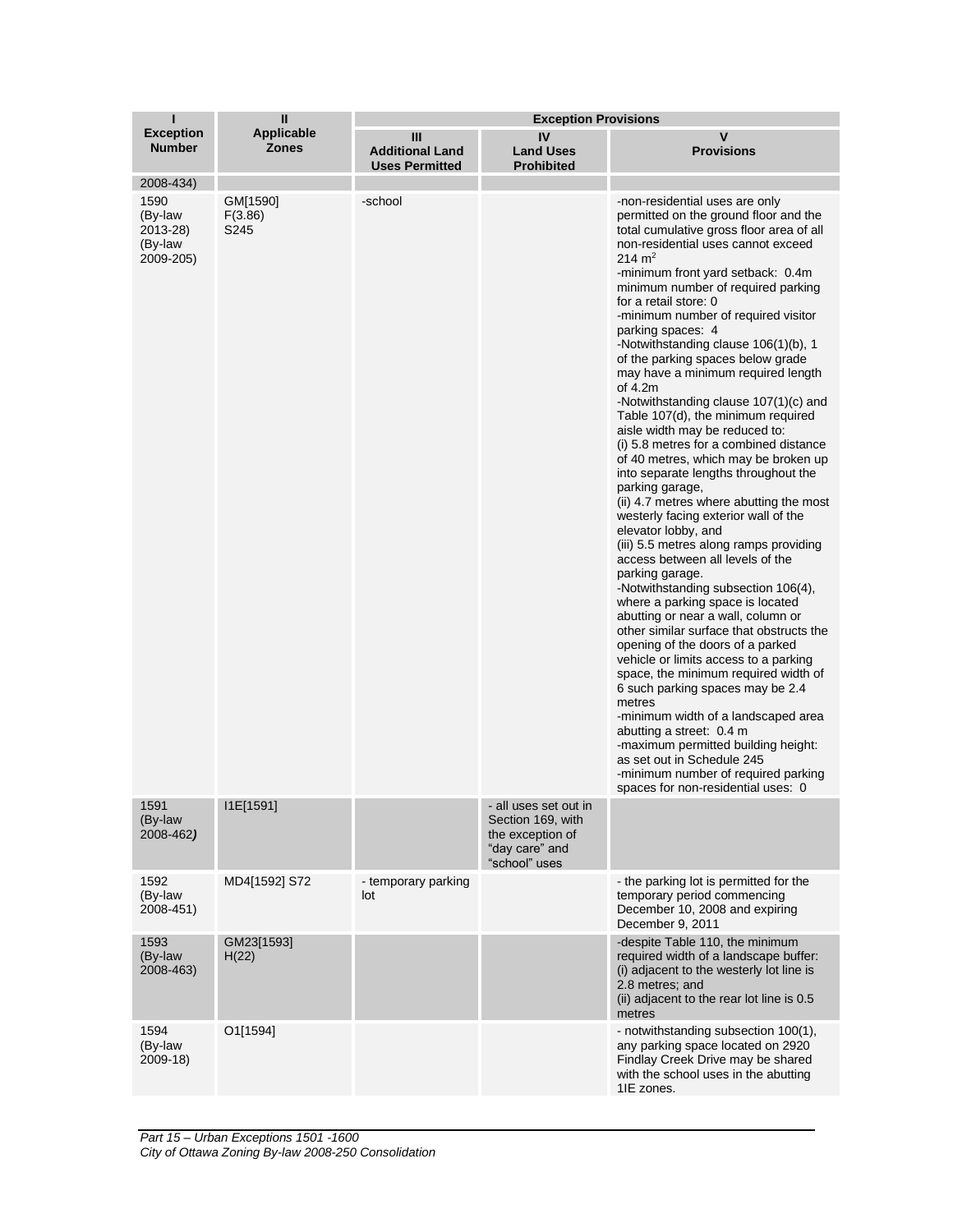| I<br>Exception Number | II<br>Applicable Zones | Exception Provisions | | |
|---|---|---|---|---|
| | | III<br>Additional Land Uses Permitted | IV<br>Land Uses Prohibited | V<br>Provisions |
| 2008-434) | | | | |
| 1590<br>(By-law 2013-28)<br>(By-law 2009-205) | GM[1590]<br>F(3.86)<br>S245 | -school | | -non-residential uses are only permitted on the ground floor and the total cumulative gross floor area of all non-residential uses cannot exceed 214 $m^2$<br>-minimum front yard setback: 0.4m minimum number of required parking for a retail store: 0<br>-minimum number of required visitor parking spaces: 4<br>-Notwithstanding clause 106(1)(b), 1 of the parking spaces below grade may have a minimum required length of 4.2m<br>-Notwithstanding clause 107(1)(c) and Table 107(d), the minimum required aisle width may be reduced to:<br>(i) 5.8 metres for a combined distance of 40 metres, which may be broken up into separate lengths throughout the parking garage,<br>(ii) 4.7 metres where abutting the most westerly facing exterior wall of the elevator lobby, and<br>(iii) 5.5 metres along ramps providing access between all levels of the parking garage.<br>-Notwithstanding subsection 106(4), where a parking space is located abutting or near a wall, column or other similar surface that obstructs the opening of the doors of a parked vehicle or limits access to a parking space, the minimum required width of 6 such parking spaces may be 2.4 metres<br>-minimum width of a landscaped area abutting a street: 0.4 m<br>-maximum permitted building height: as set out in Schedule 245<br>-minimum number of required parking spaces for non-residential uses: 0 |
| 1591<br>(By-law 2008-462) | I1E[1591] | | - all uses set out in Section 169, with the exception of "day care" and "school" uses | |
| 1592<br>(By-law 2008-451) | MD4[1592] S72 | - temporary parking lot | | - the parking lot is permitted for the temporary period commencing December 10, 2008 and expiring December 9, 2011 |
| 1593<br>(By-law 2008-463) | GM23[1593]<br>H(22) | | | -despite Table 110, the minimum required width of a landscape buffer:<br>(i) adjacent to the westerly lot line is 2.8 metres; and<br>(ii) adjacent to the rear lot line is 0.5 metres |
| 1594<br>(By-law 2009-18) | O1[1594] | | | - notwithstanding subsection 100(1), any parking space located on 2920 Findlay Creek Drive may be shared with the school uses in the abutting 1IE zones. |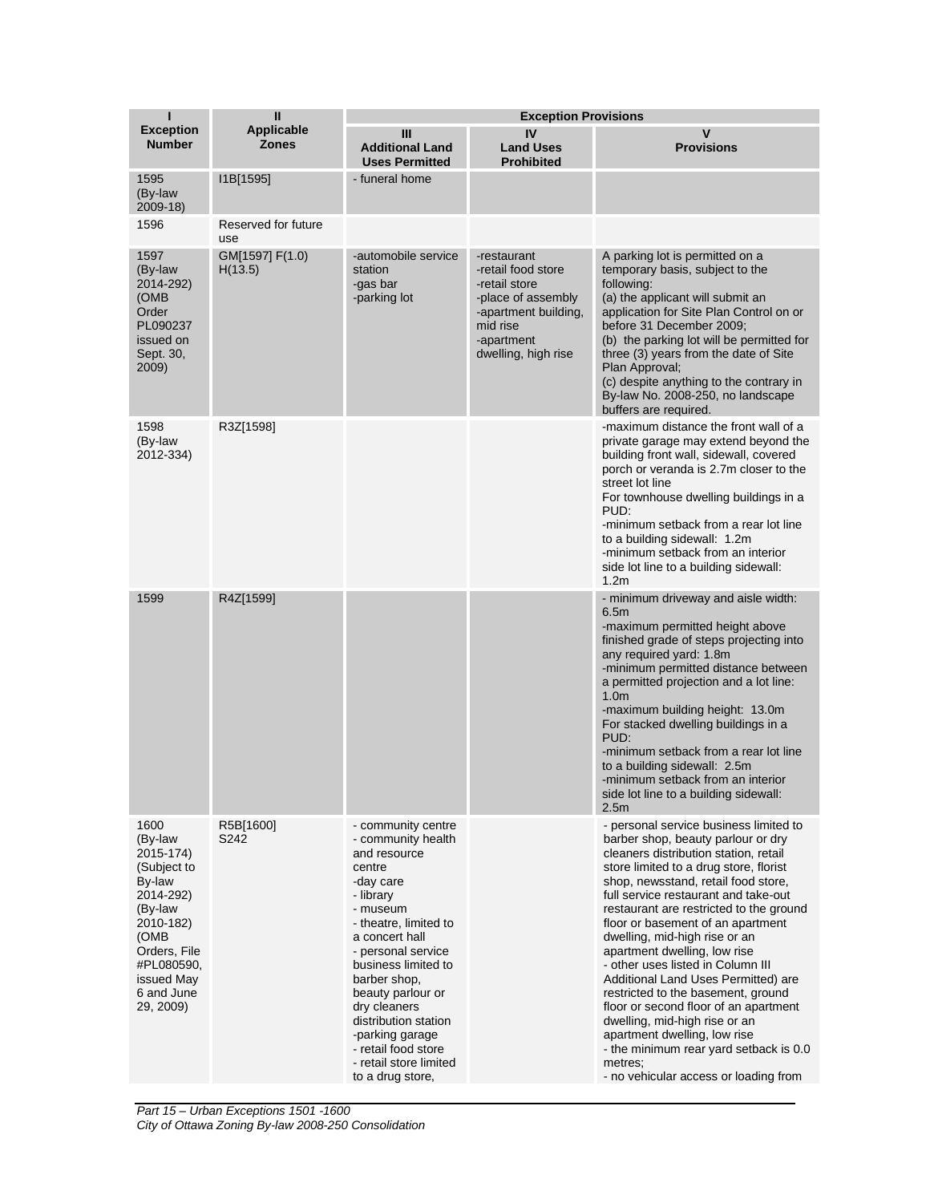| I<br>Exception Number | II<br>Applicable Zones | Exception Provisions | | |
|---|---|---|---|---|
| | | III<br>Additional Land Uses Permitted | IV<br>Land Uses Prohibited | V<br>Provisions |
| 1595<br>(By-law 2009-18) | I1B[1595] | - funeral home | | |
| 1596 | Reserved for future use | | | |
| 1597<br>(By-law 2014-292)<br>(OMB Order PL090237 issued on Sept. 30, 2009) | GM[1597] F(1.0) H(13.5) | -automobile service station<br>-gas bar<br>-parking lot | -restaurant<br>-retail food store<br>-retail store<br>-place of assembly<br>-apartment building, mid rise<br>-apartment dwelling, high rise | A parking lot is permitted on a temporary basis, subject to the following:<br>(a) the applicant will submit an application for Site Plan Control on or before 31 December 2009;<br>(b) the parking lot will be permitted for three (3) years from the date of Site Plan Approval;<br>(c) despite anything to the contrary in By-law No. 2008-250, no landscape buffers are required. |
| 1598<br>(By-law 2012-334) | R3Z[1598] | | | -maximum distance the front wall of a private garage may extend beyond the building front wall, sidewall, covered porch or veranda is 2.7m closer to the street lot line<br>For townhouse dwelling buildings in a PUD:<br>-minimum setback from a rear lot line to a building sidewall: 1.2m<br>-minimum setback from an interior side lot line to a building sidewall: 1.2m |
| 1599 | R4Z[1599] | | | - minimum driveway and aisle width: 6.5m<br>-maximum permitted height above finished grade of steps projecting into any required yard: 1.8m<br>-minimum permitted distance between a permitted projection and a lot line: 1.0m<br>-maximum building height: 13.0m<br>For stacked dwelling buildings in a PUD:<br>-minimum setback from a rear lot line to a building sidewall: 2.5m<br>-minimum setback from an interior side lot line to a building sidewall: 2.5m |
| 1600<br>(By-law 2015-174)<br>(Subject to By-law 2014-292)<br>(By-law 2010-182)<br>(OMB Orders, File #PL080590, issued May 6 and June 29, 2009) | R5B[1600] S242 | - community centre<br>- community health and resource centre<br>-day care<br>- library<br>- museum<br>- theatre, limited to a concert hall<br>- personal service business limited to barber shop, beauty parlour or dry cleaners distribution station<br>-parking garage<br>- retail food store<br>- retail store limited to a drug store, | | - personal service business limited to barber shop, beauty parlour or dry cleaners distribution station, retail store limited to a drug store, florist shop, newsstand, retail food store, full service restaurant and take-out restaurant are restricted to the ground floor or basement of an apartment dwelling, mid-high rise or an apartment dwelling, low rise<br>- other uses listed in Column III Additional Land Uses Permitted) are restricted to the basement, ground floor or second floor of an apartment dwelling, mid-high rise or an apartment dwelling, low rise<br>- the minimum rear yard setback is 0.0 metres;<br>- no vehicular access or loading from |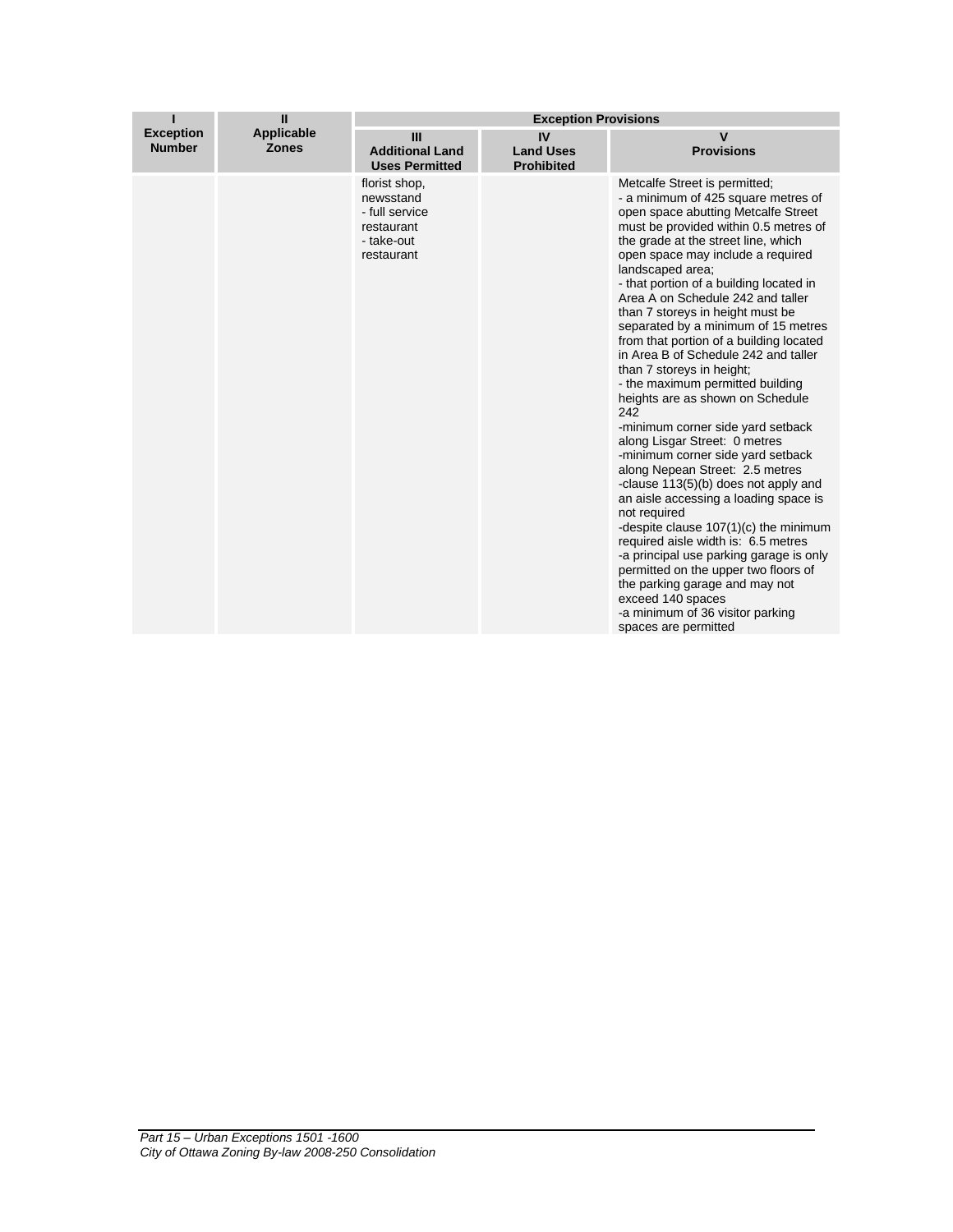| I<br>Exception Number | II<br>Applicable Zones | Exception Provisions | | |
|---|---|---|---|---|
| | | III<br>Additional Land Uses Permitted | IV<br>Land Uses Prohibited | V<br>Provisions |
| | | florist shop, newsstand<br>- full service restaurant<br>- take-out restaurant | | Metcalfe Street is permitted;<br>- a minimum of 425 square metres of open space abutting Metcalfe Street must be provided within 0.5 metres of the grade at the street line, which open space may include a required landscaped area;<br>- that portion of a building located in Area A on Schedule 242 and taller than 7 storeys in height must be separated by a minimum of 15 metres from that portion of a building located in Area B of Schedule 242 and taller than 7 storeys in height;<br>- the maximum permitted building heights are as shown on Schedule 242<br>-minimum corner side yard setback along Lisgar Street: 0 metres<br>-minimum corner side yard setback along Nepean Street: 2.5 metres<br>-clause 113(5)(b) does not apply and an aisle accessing a loading space is not required<br>-despite clause 107(1)(c) the minimum required aisle width is: 6.5 metres<br>-a principal use parking garage is only permitted on the upper two floors of the parking garage and may not exceed 140 spaces<br>-a minimum of 36 visitor parking spaces are permitted |